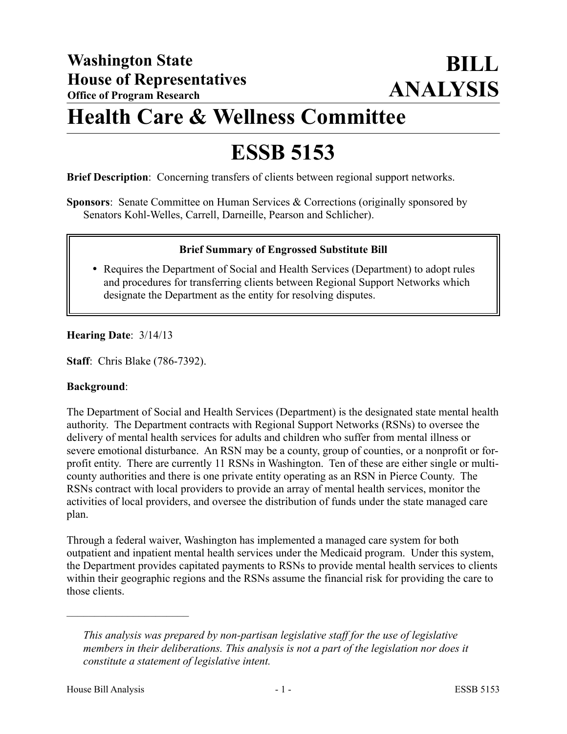**Washington State**
**House of Representatives**
**Office of Program Research**

# BILL ANALYSIS

# Health Care & Wellness Committee

# ESSB 5153

**Brief Description**: Concerning transfers of clients between regional support networks.

**Sponsors**: Senate Committee on Human Services & Corrections (originally sponsored by Senators Kohl-Welles, Carrell, Darneille, Pearson and Schlicher).

**Brief Summary of Engrossed Substitute Bill**

- Requires the Department of Social and Health Services (Department) to adopt rules and procedures for transferring clients between Regional Support Networks which designate the Department as the entity for resolving disputes.

**Hearing Date**: 3/14/13

**Staff**: Chris Blake (786-7392).

**Background**:

The Department of Social and Health Services (Department) is the designated state mental health authority. The Department contracts with Regional Support Networks (RSNs) to oversee the delivery of mental health services for adults and children who suffer from mental illness or severe emotional disturbance. An RSN may be a county, group of counties, or a nonprofit or for-profit entity. There are currently 11 RSNs in Washington. Ten of these are either single or multi-county authorities and there is one private entity operating as an RSN in Pierce County. The RSNs contract with local providers to provide an array of mental health services, monitor the activities of local providers, and oversee the distribution of funds under the state managed care plan.

Through a federal waiver, Washington has implemented a managed care system for both outpatient and inpatient mental health services under the Medicaid program. Under this system, the Department provides capitated payments to RSNs to provide mental health services to clients within their geographic regions and the RSNs assume the financial risk for providing the care to those clients.

---

*This analysis was prepared by non-partisan legislative staff for the use of legislative members in their deliberations. This analysis is not a part of the legislation nor does it constitute a statement of legislative intent.*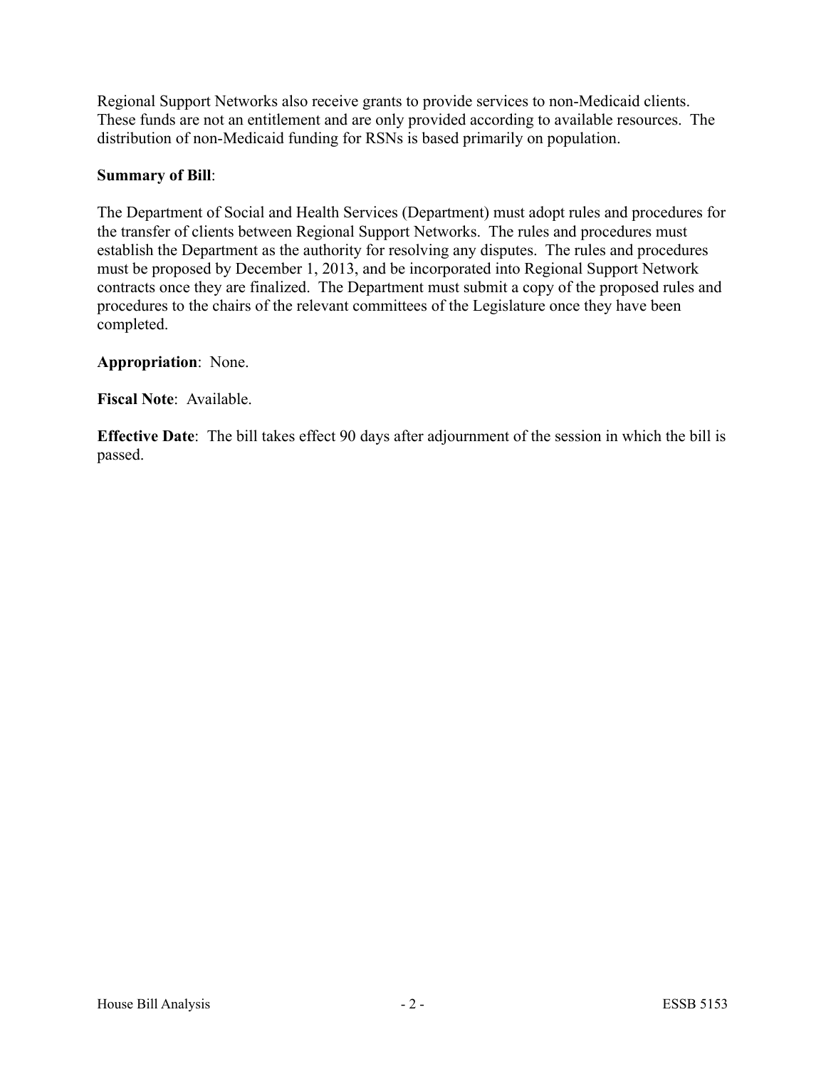Regional Support Networks also receive grants to provide services to non-Medicaid clients. These funds are not an entitlement and are only provided according to available resources. The distribution of non-Medicaid funding for RSNs is based primarily on population.

**Summary of Bill**:

The Department of Social and Health Services (Department) must adopt rules and procedures for the transfer of clients between Regional Support Networks. The rules and procedures must establish the Department as the authority for resolving any disputes. The rules and procedures must be proposed by December 1, 2013, and be incorporated into Regional Support Network contracts once they are finalized. The Department must submit a copy of the proposed rules and procedures to the chairs of the relevant committees of the Legislature once they have been completed.

**Appropriation**: None.

**Fiscal Note**: Available.

**Effective Date**: The bill takes effect 90 days after adjournment of the session in which the bill is passed.